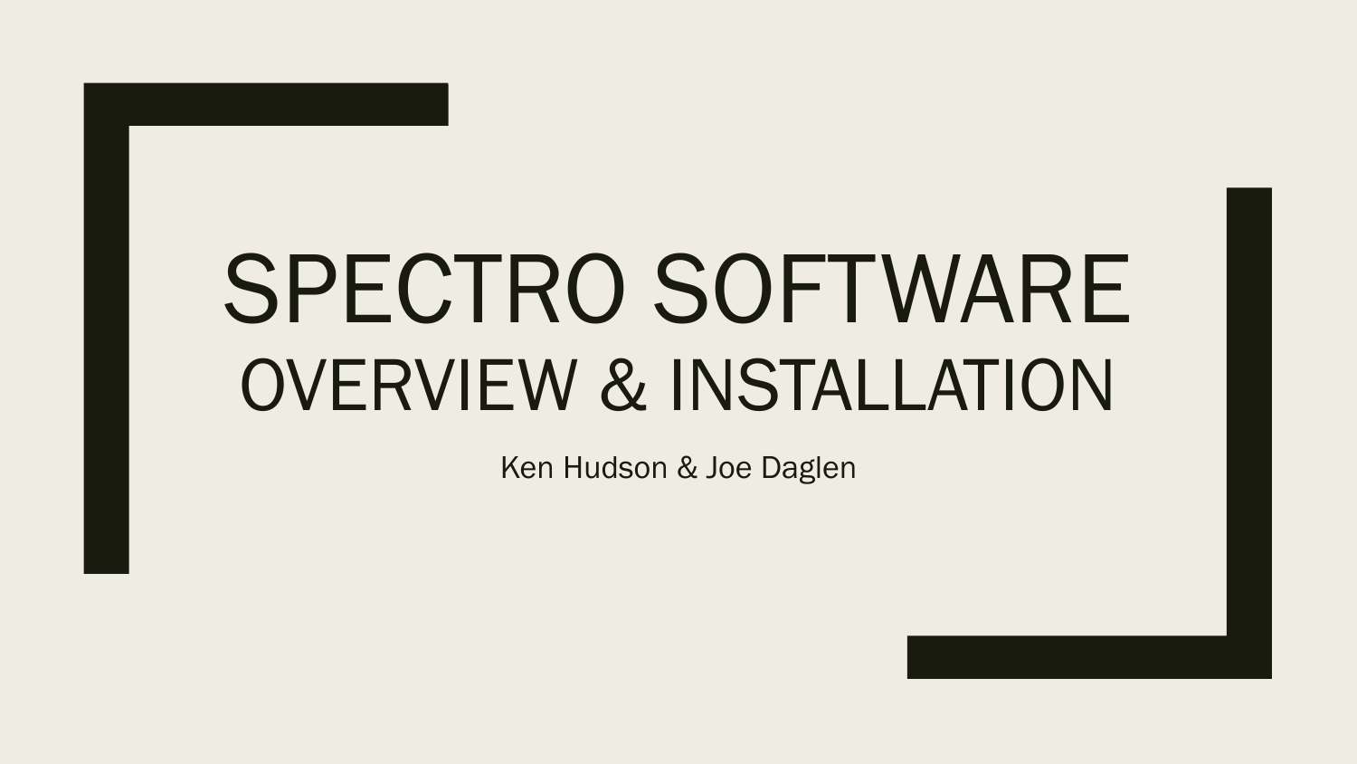# SPECTRO SOFTWARE
## OVERVIEW & INSTALLATION

Ken Hudson & Joe Daglen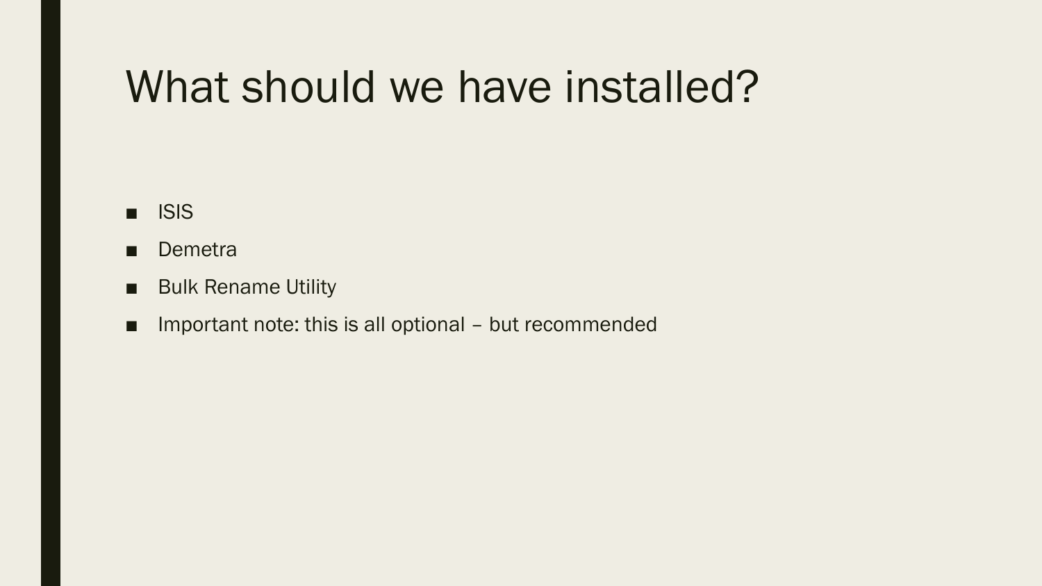# What should we have installed?

- ISIS
- Demetra
- Bulk Rename Utility
- Important note: this is all optional – but recommended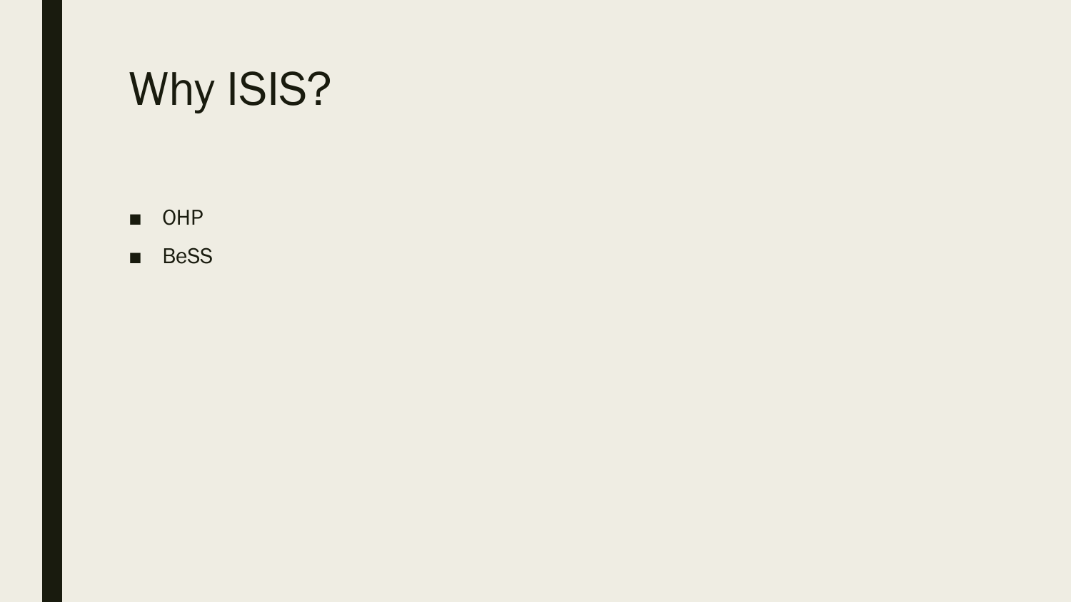# Why ISIS?

- OHP
- BeSS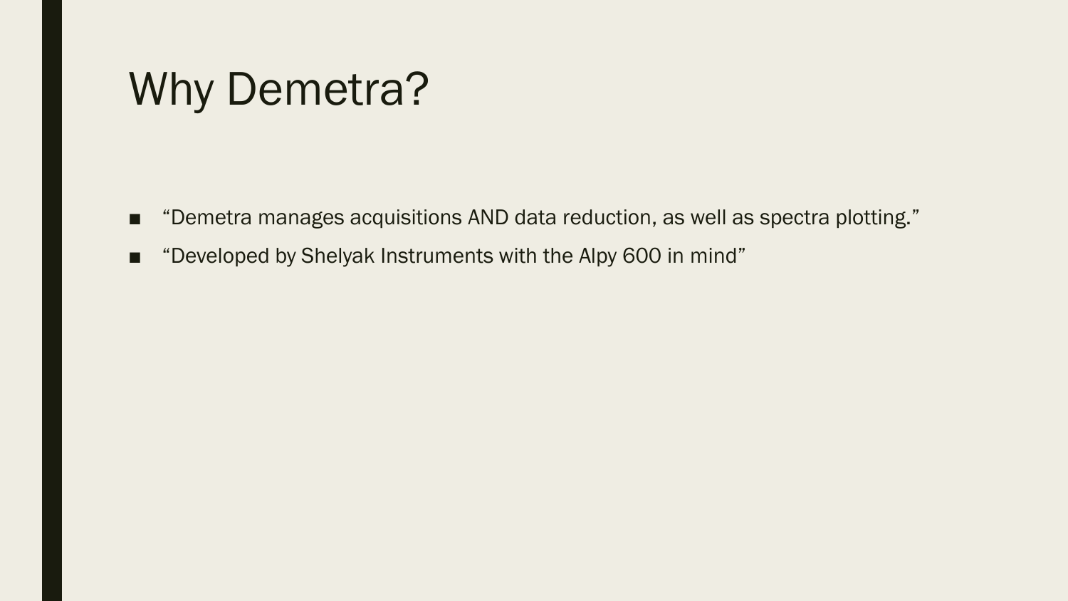# Why Demetra?

- “Demetra manages acquisitions AND data reduction, as well as spectra plotting.”
- “Developed by Shelyak Instruments with the Alpy 600 in mind”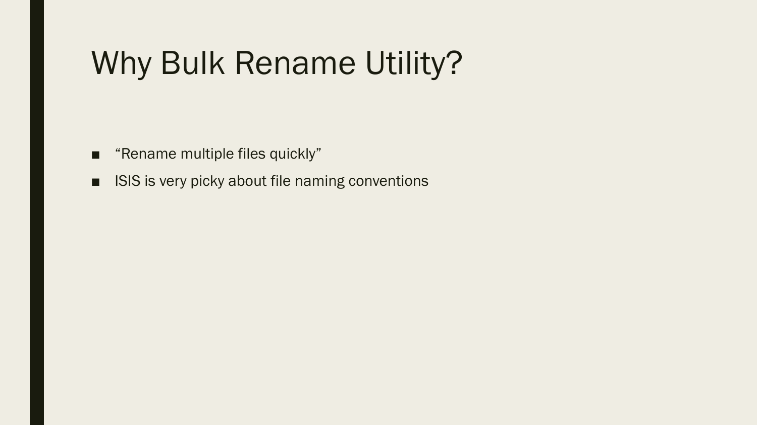# Why Bulk Rename Utility?

- "Rename multiple files quickly"
- ISIS is very picky about file naming conventions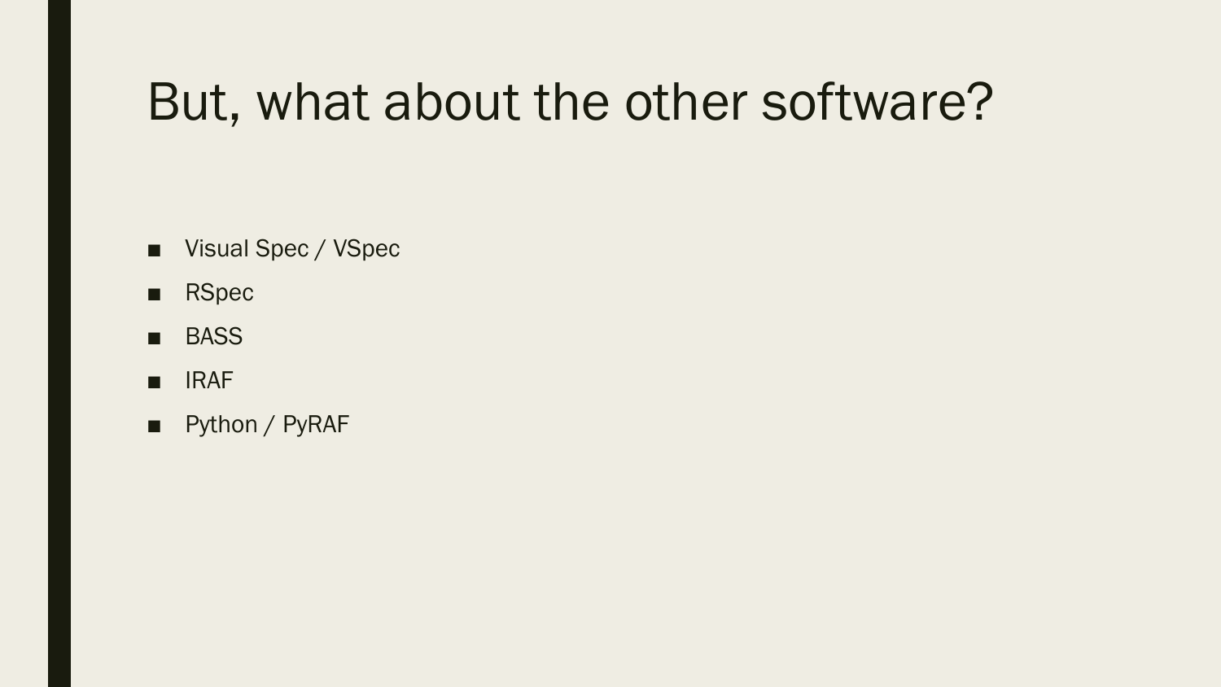# But, what about the other software?

- Visual Spec / VSpec
- RSpec
- BASS
- IRAF
- Python / PyRAF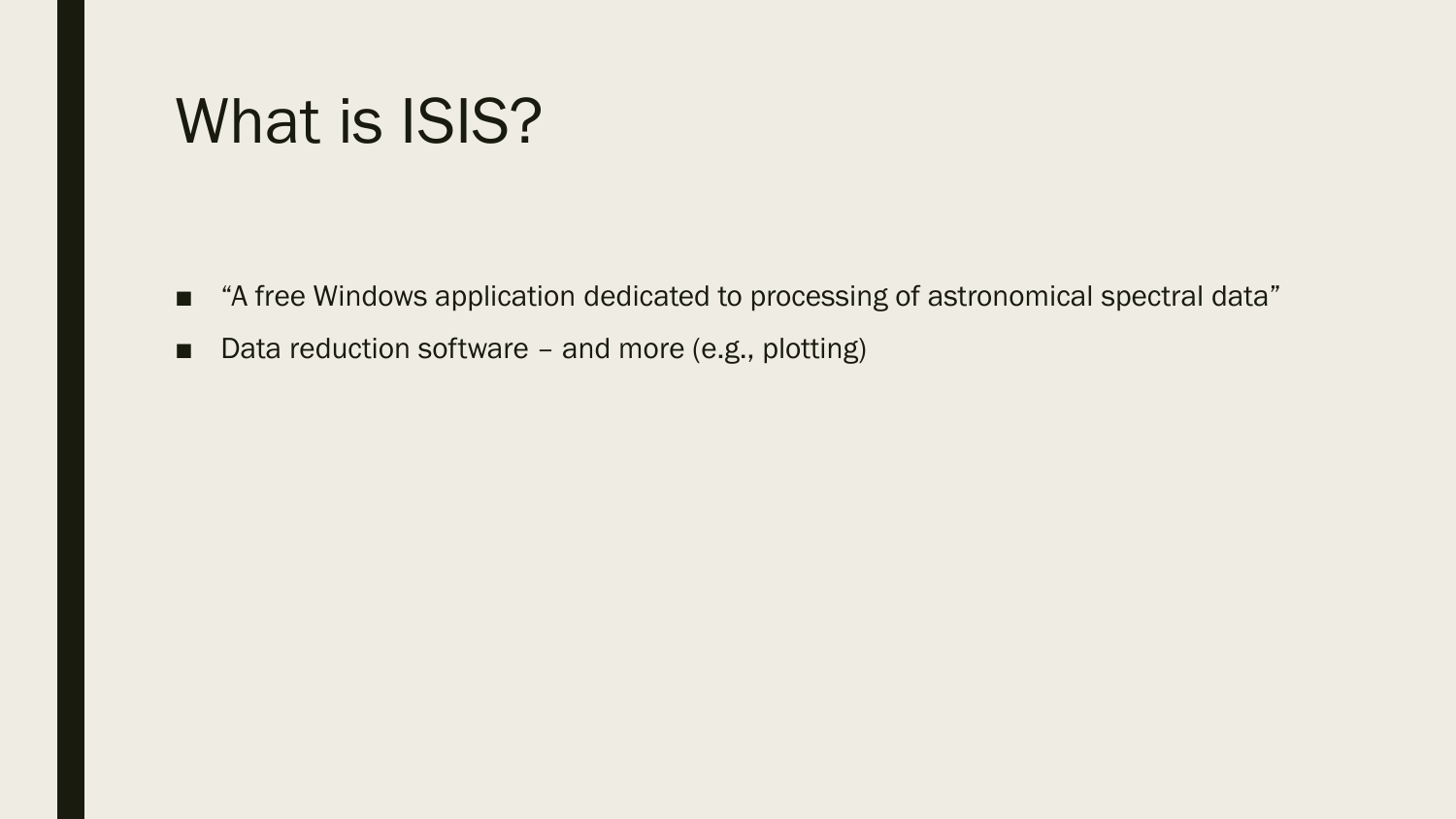# What is ISIS?

- "A free Windows application dedicated to processing of astronomical spectral data"
- Data reduction software – and more (e.g., plotting)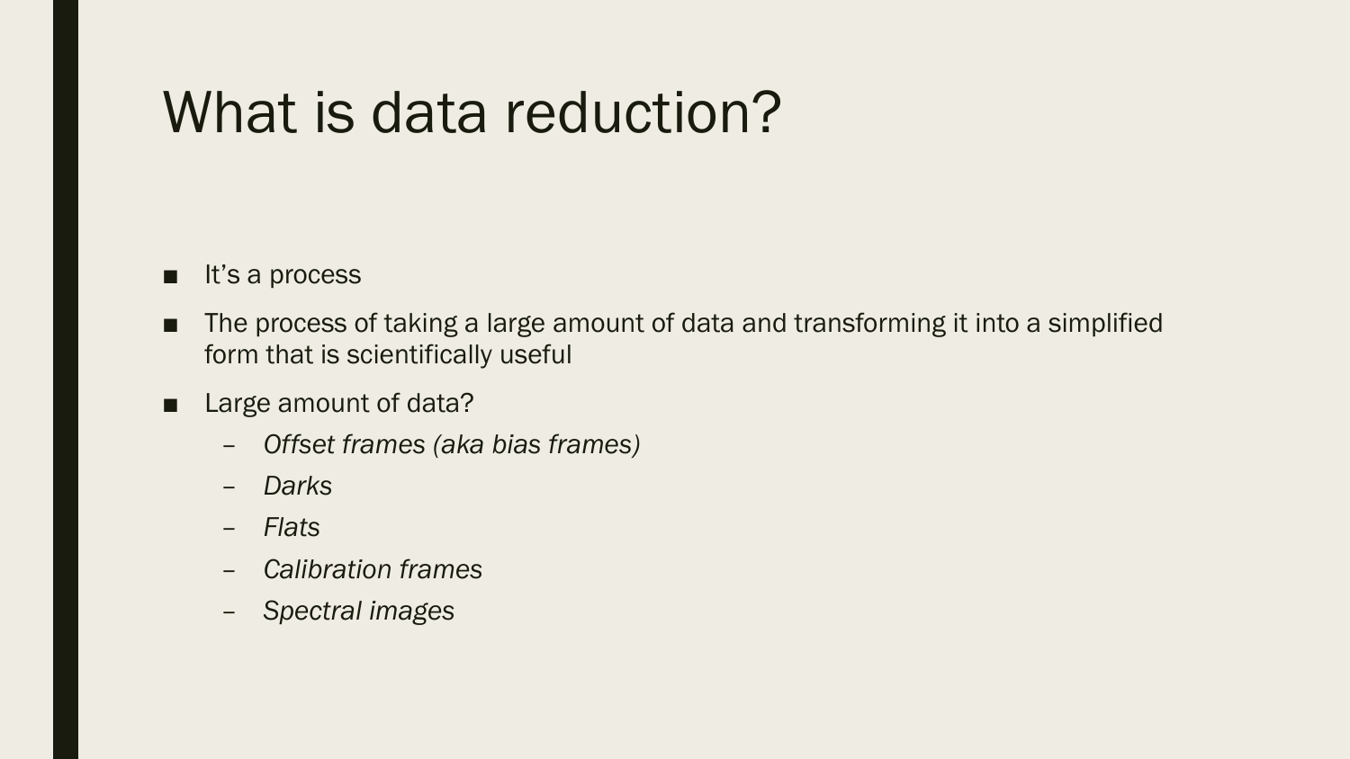# What is data reduction?

- It's a process
- The process of taking a large amount of data and transforming it into a simplified form that is scientifically useful
- Large amount of data?
  - *Offset frames (aka bias frames)*
  - *Darks*
  - *Flats*
  - *Calibration frames*
  - *Spectral images*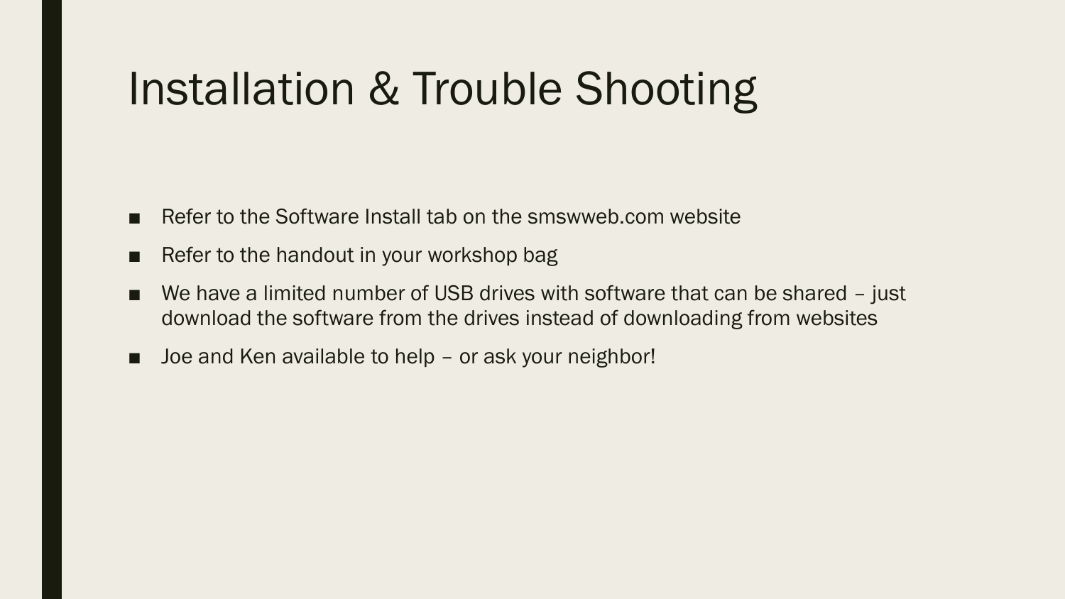# Installation & Trouble Shooting

- Refer to the Software Install tab on the smswweb.com website
- Refer to the handout in your workshop bag
- We have a limited number of USB drives with software that can be shared – just download the software from the drives instead of downloading from websites
- Joe and Ken available to help – or ask your neighbor!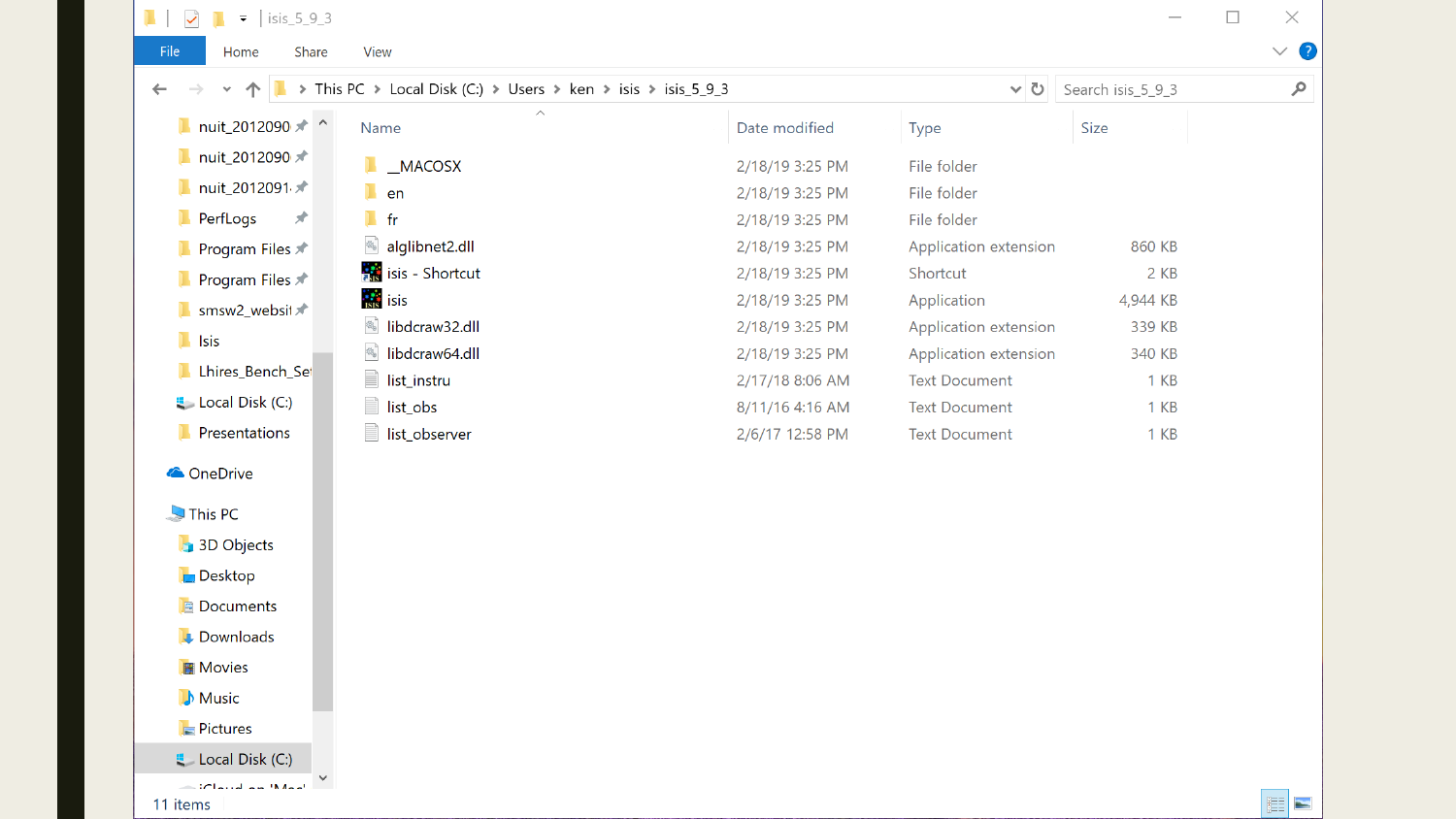isis_5_9_3

File | Home | Share | View

This PC > Local Disk (C:) > Users > ken > isis > isis_5_9_3

Search isis_5_9_3

- nuit_2012090
- nuit_2012090
- nuit_2012091
- PerfLogs
- Program Files
- Program Files
- smsw2_websit
- Isis
- Lhires_Bench_Se
- Local Disk (C:)
- Presentations
- OneDrive
- This PC
  - 3D Objects
  - Desktop
  - Documents
  - Downloads
  - Movies
  - Music
  - Pictures
  - Local Disk (C:)

| Name | Date modified | Type | Size |
| --- | --- | --- | --- |
| __MACOSX | 2/18/19 3:25 PM | File folder | |
| en | 2/18/19 3:25 PM | File folder | |
| fr | 2/18/19 3:25 PM | File folder | |
| alglibnet2.dll | 2/18/19 3:25 PM | Application extension | 860 KB |
| isis - Shortcut | 2/18/19 3:25 PM | Shortcut | 2 KB |
| isis | 2/18/19 3:25 PM | Application | 4,944 KB |
| libdcraw32.dll | 2/18/19 3:25 PM | Application extension | 339 KB |
| libdcraw64.dll | 2/18/19 3:25 PM | Application extension | 340 KB |
| list_instru | 2/17/18 8:06 AM | Text Document | 1 KB |
| list_obs | 8/11/16 4:16 AM | Text Document | 1 KB |
| list_observer | 2/6/17 12:58 PM | Text Document | 1 KB |

11 items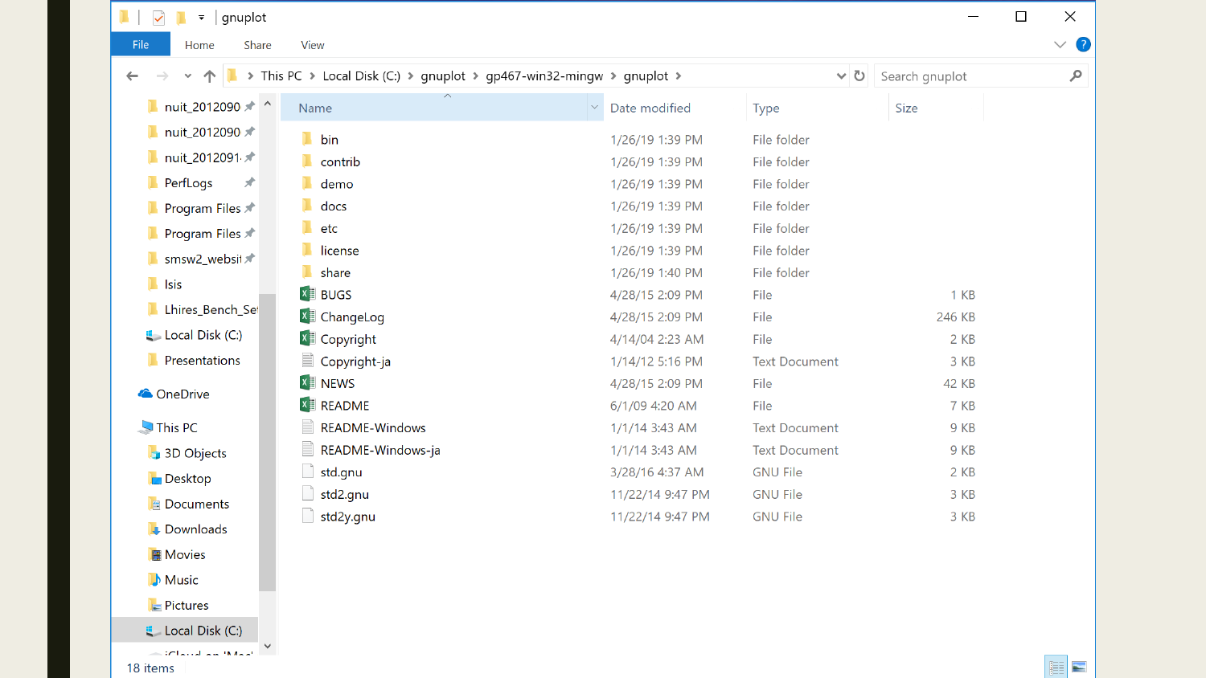gnuplot

File | Home | Share | View

This PC > Local Disk (C:) > gnuplot > gp467-win32-mingw > gnuplot >

Search gnuplot

- nuit_2012090
- nuit_2012090
- nuit_2012091
- PerfLogs
- Program Files
- Program Files
- smsw2_websit
- Isis
- Lhires_Bench_Se
- Local Disk (C:)
- Presentations
- OneDrive
- This PC
- 3D Objects
- Desktop
- Documents
- Downloads
- Movies
- Music
- Pictures
- Local Disk (C:)
- iCloud on 'Mac'

| Name | Date modified | Type | Size |
| --- | --- | --- | --- |
| bin | 1/26/19 1:39 PM | File folder | |
| contrib | 1/26/19 1:39 PM | File folder | |
| demo | 1/26/19 1:39 PM | File folder | |
| docs | 1/26/19 1:39 PM | File folder | |
| etc | 1/26/19 1:39 PM | File folder | |
| license | 1/26/19 1:39 PM | File folder | |
| share | 1/26/19 1:40 PM | File folder | |
| BUGS | 4/28/15 2:09 PM | File | 1 KB |
| ChangeLog | 4/28/15 2:09 PM | File | 246 KB |
| Copyright | 4/14/04 2:23 AM | File | 2 KB |
| Copyright-ja | 1/14/12 5:16 PM | Text Document | 3 KB |
| NEWS | 4/28/15 2:09 PM | File | 42 KB |
| README | 6/1/09 4:20 AM | File | 7 KB |
| README-Windows | 1/1/14 3:43 AM | Text Document | 9 KB |
| README-Windows-ja | 1/1/14 3:43 AM | Text Document | 9 KB |
| std.gnu | 3/28/16 4:37 AM | GNU File | 2 KB |
| std2.gnu | 11/22/14 9:47 PM | GNU File | 3 KB |
| std2y.gnu | 11/22/14 9:47 PM | GNU File | 3 KB |

18 items